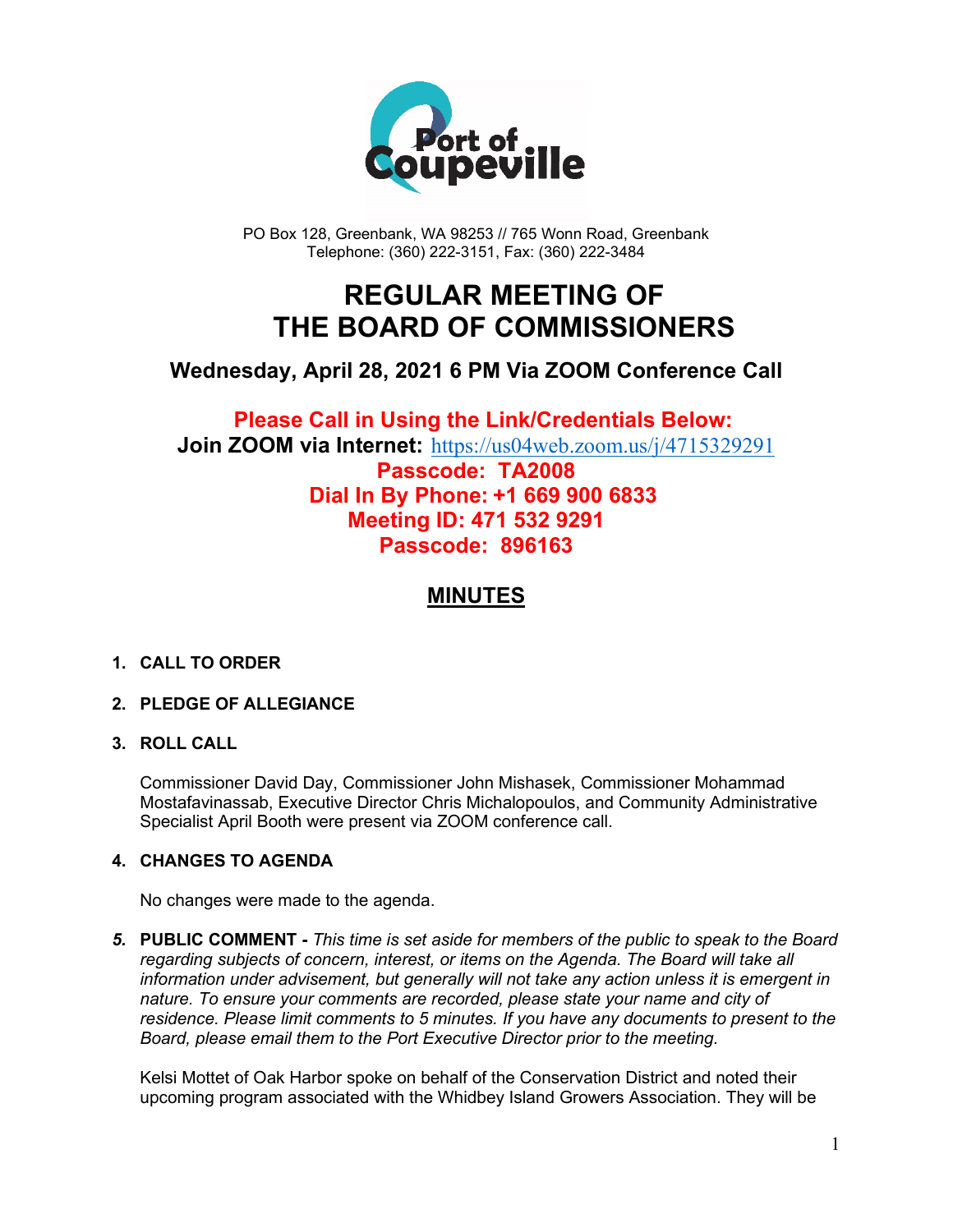PO Box 128, Greenbank, WA 98253 // 765 Wonn Road, Greenbank
Telephone: (360) 222-3151, Fax: (360) 222-3484

# REGULAR MEETING OF THE BOARD OF COMMISSIONERS

## Wednesday, April 28, 2021 6 PM Via ZOOM Conference Call

**Please Call in Using the Link/Credentials Below:**
**Join ZOOM via Internet:** https://us04web.zoom.us/j/4715329291
**Passcode: TA2008**
**Dial In By Phone: +1 669 900 6833**
**Meeting ID: 471 532 9291**
**Passcode: 896163**

## MINUTES

1. **CALL TO ORDER**

2. **PLEDGE OF ALLEGIANCE**

3. **ROLL CALL**

   Commissioner David Day, Commissioner John Mishasek, Commissioner Mohammad Mostafavinassab, Executive Director Chris Michalopoulos, and Community Administrative Specialist April Booth were present via ZOOM conference call.

4. **CHANGES TO AGENDA**

   No changes were made to the agenda.

5. **PUBLIC COMMENT -** *This time is set aside for members of the public to speak to the Board regarding subjects of concern, interest, or items on the Agenda. The Board will take all information under advisement, but generally will not take any action unless it is emergent in nature. To ensure your comments are recorded, please state your name and city of residence. Please limit comments to 5 minutes. If you have any documents to present to the Board, please email them to the Port Executive Director prior to the meeting.*

   Kelsi Mottet of Oak Harbor spoke on behalf of the Conservation District and noted their upcoming program associated with the Whidbey Island Growers Association. They will be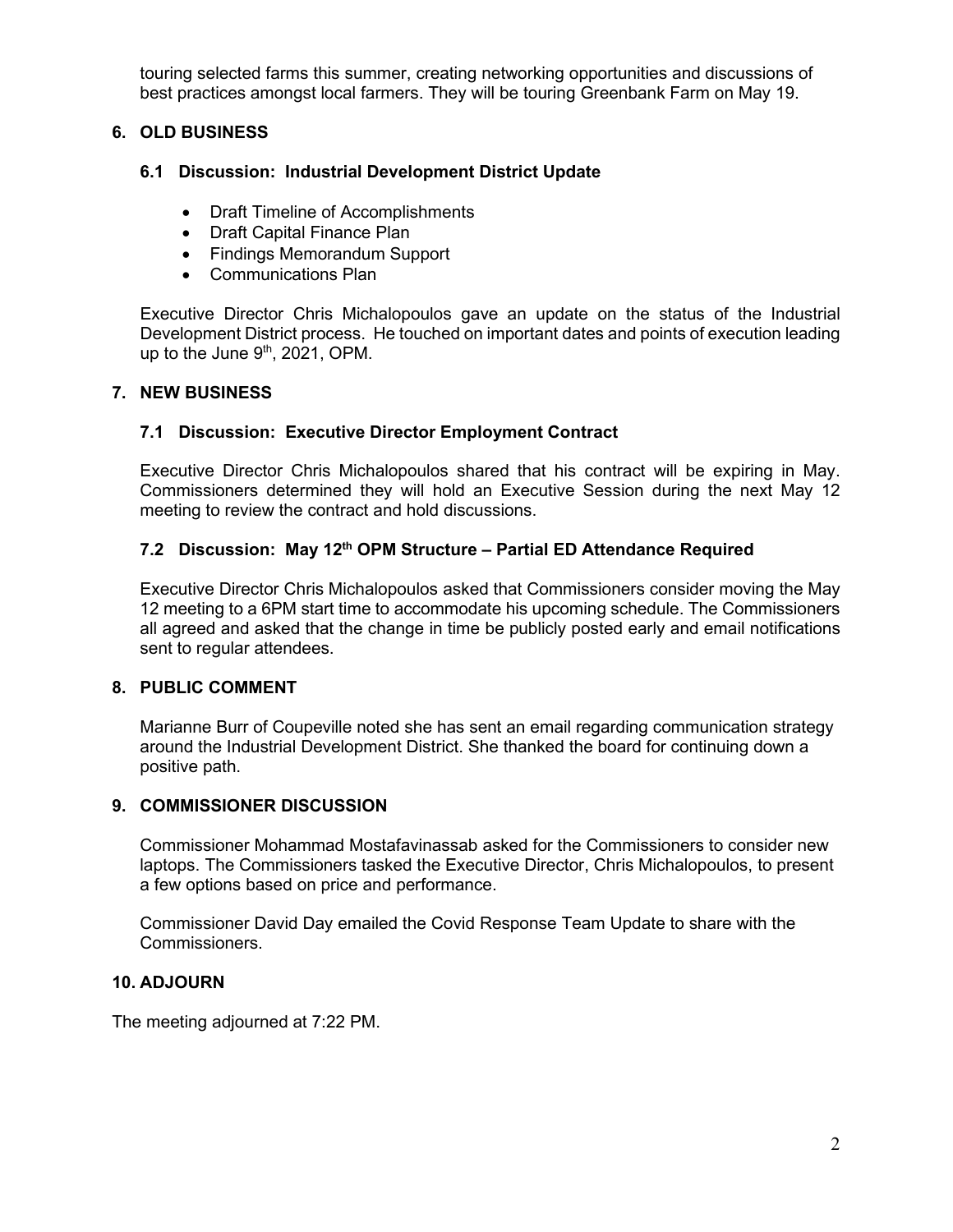touring selected farms this summer, creating networking opportunities and discussions of best practices amongst local farmers. They will be touring Greenbank Farm on May 19.

## 6. OLD BUSINESS

### 6.1 Discussion: Industrial Development District Update

- Draft Timeline of Accomplishments
- Draft Capital Finance Plan
- Findings Memorandum Support
- Communications Plan

Executive Director Chris Michalopoulos gave an update on the status of the Industrial Development District process. He touched on important dates and points of execution leading up to the June 9th, 2021, OPM.

## 7. NEW BUSINESS

### 7.1 Discussion: Executive Director Employment Contract

Executive Director Chris Michalopoulos shared that his contract will be expiring in May. Commissioners determined they will hold an Executive Session during the next May 12 meeting to review the contract and hold discussions.

### 7.2 Discussion: May 12th OPM Structure – Partial ED Attendance Required

Executive Director Chris Michalopoulos asked that Commissioners consider moving the May 12 meeting to a 6PM start time to accommodate his upcoming schedule. The Commissioners all agreed and asked that the change in time be publicly posted early and email notifications sent to regular attendees.

## 8. PUBLIC COMMENT

Marianne Burr of Coupeville noted she has sent an email regarding communication strategy around the Industrial Development District. She thanked the board for continuing down a positive path.

## 9. COMMISSIONER DISCUSSION

Commissioner Mohammad Mostafavinassab asked for the Commissioners to consider new laptops. The Commissioners tasked the Executive Director, Chris Michalopoulos, to present a few options based on price and performance.

Commissioner David Day emailed the Covid Response Team Update to share with the Commissioners.

## 10. ADJOURN

The meeting adjourned at 7:22 PM.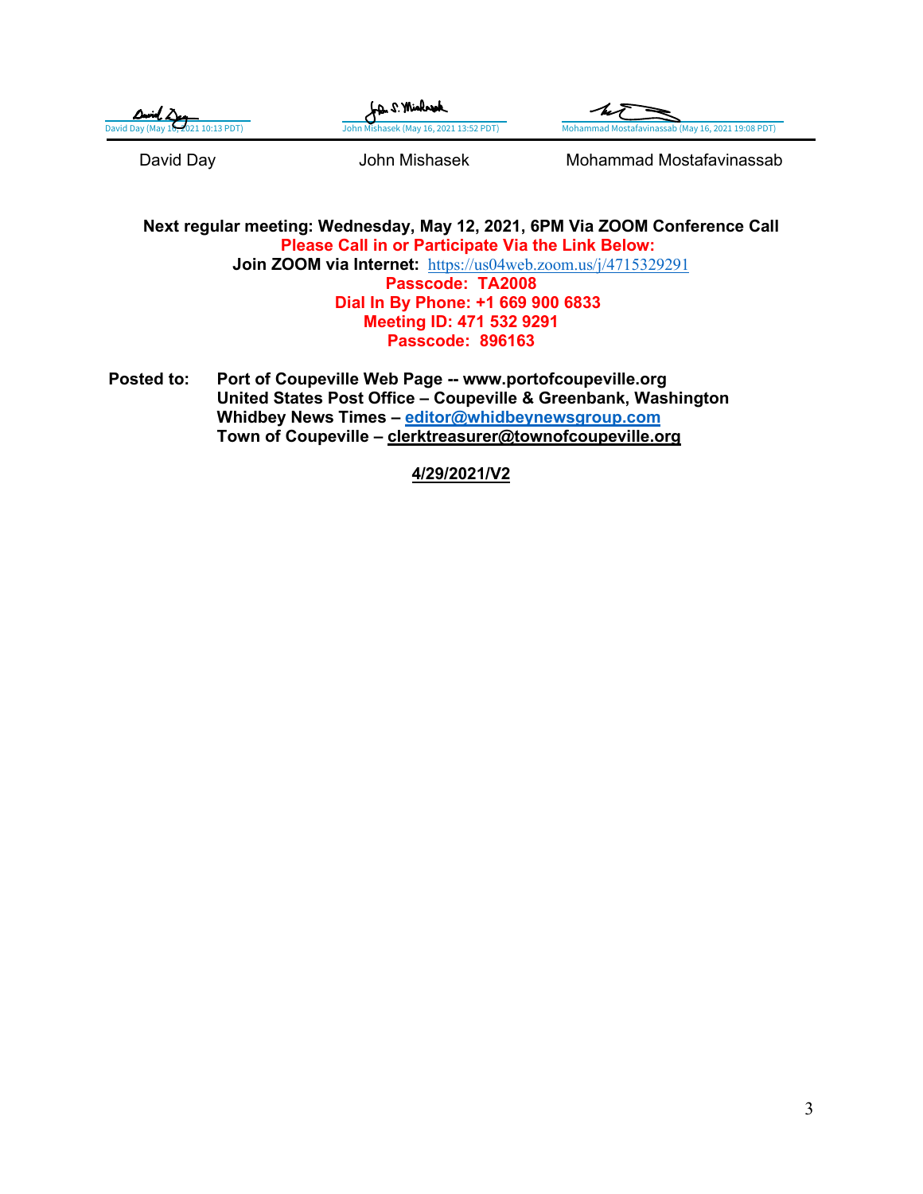David Day (May 16, 2021 10:13 PDT) | John Mishasek (May 16, 2021 13:52 PDT) | Mohammad Mostafavinassab (May 16, 2021 19:08 PDT)

David Day | John Mishasek | Mohammad Mostafavinassab

**Next regular meeting: Wednesday, May 12, 2021, 6PM Via ZOOM Conference Call**
**Please Call in or Participate Via the Link Below:**
**Join ZOOM via Internet:** https://us04web.zoom.us/j/4715329291
**Passcode: TA2008**
**Dial In By Phone: +1 669 900 6833**
**Meeting ID: 471 532 9291**
**Passcode: 896163**

**Posted to:** **Port of Coupeville Web Page -- www.portofcoupeville.org**
**United States Post Office – Coupeville & Greenbank, Washington**
**Whidbey News Times – editor@whidbeynewsgroup.com**
**Town of Coupeville – clerktreasurer@townofcoupeville.org**

**4/29/2021/V2**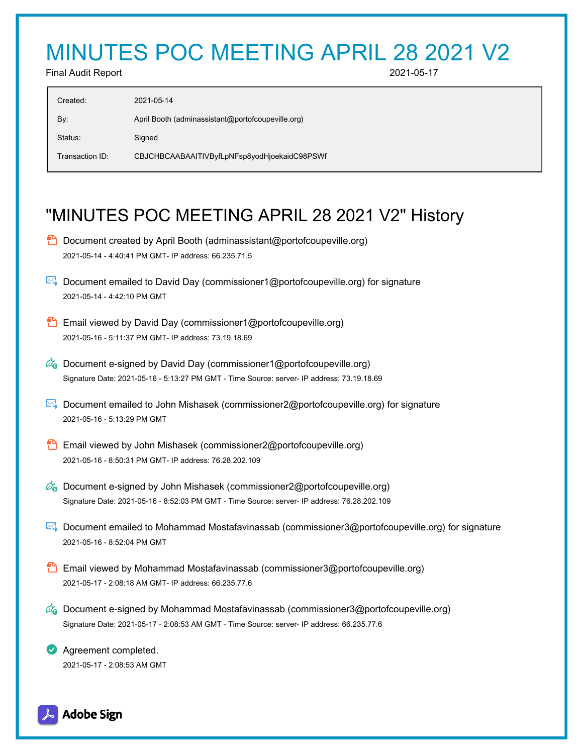# MINUTES POC MEETING APRIL 28 2021 V2

Final Audit Report 2021-05-17

| | |
|---|---|
| Created: | 2021-05-14 |
| By: | April Booth (adminassistant@portofcoupeville.org) |
| Status: | Signed |
| Transaction ID: | CBJCHBCAABAAITIVByfLpNFsp8yodHjoekaidC98PSWf |

## "MINUTES POC MEETING APRIL 28 2021 V2" History

- Document created by April Booth (adminassistant@portofcoupeville.org)
  2021-05-14 - 4:40:41 PM GMT- IP address: 66.235.71.5

- Document emailed to David Day (commissioner1@portofcoupeville.org) for signature
  2021-05-14 - 4:42:10 PM GMT

- Email viewed by David Day (commissioner1@portofcoupeville.org)
  2021-05-16 - 5:11:37 PM GMT- IP address: 73.19.18.69

- Document e-signed by David Day (commissioner1@portofcoupeville.org)
  Signature Date: 2021-05-16 - 5:13:27 PM GMT - Time Source: server- IP address: 73.19.18.69

- Document emailed to John Mishasek (commissioner2@portofcoupeville.org) for signature
  2021-05-16 - 5:13:29 PM GMT

- Email viewed by John Mishasek (commissioner2@portofcoupeville.org)
  2021-05-16 - 8:50:31 PM GMT- IP address: 76.28.202.109

- Document e-signed by John Mishasek (commissioner2@portofcoupeville.org)
  Signature Date: 2021-05-16 - 8:52:03 PM GMT - Time Source: server- IP address: 76.28.202.109

- Document emailed to Mohammad Mostafavinassab (commissioner3@portofcoupeville.org) for signature
  2021-05-16 - 8:52:04 PM GMT

- Email viewed by Mohammad Mostafavinassab (commissioner3@portofcoupeville.org)
  2021-05-17 - 2:08:18 AM GMT- IP address: 66.235.77.6

- Document e-signed by Mohammad Mostafavinassab (commissioner3@portofcoupeville.org)
  Signature Date: 2021-05-17 - 2:08:53 AM GMT - Time Source: server- IP address: 66.235.77.6

- Agreement completed.
  2021-05-17 - 2:08:53 AM GMT

Adobe Sign